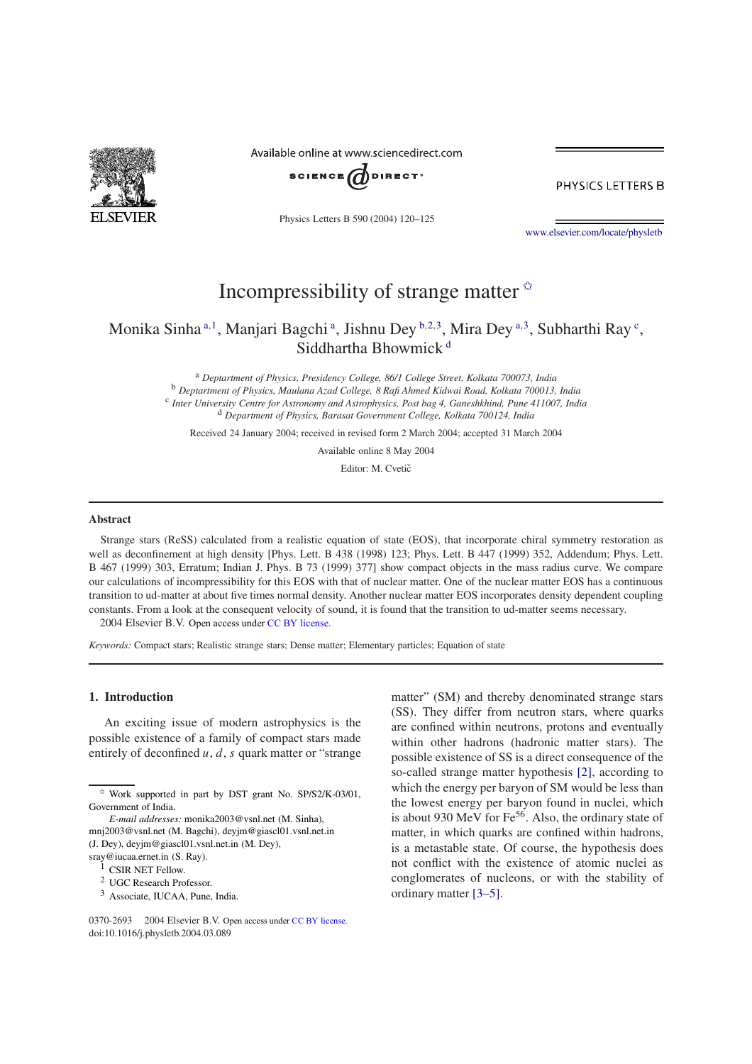# Incompressibility of strange matter ☆

Monika Sinha [a,1], Manjari Bagchi [a], Jishnu Dey [b,2,3], Mira Dey [a,3], Subharthi Ray [c], Siddhartha Bhowmick [d]

[a] Deptartment of Physics, Presidency College, 86/1 College Street, Kolkata 700073, India
[b] Deptartment of Physics, Maulana Azad College, 8 Rafi Ahmed Kidwai Road, Kolkata 700013, India
[c] Inter University Centre for Astronomy and Astrophysics, Post bag 4, Ganeshkhind, Pune 411007, India
[d] Department of Physics, Barasat Government College, Kolkata 700124, India

Received 24 January 2004; received in revised form 2 March 2004; accepted 31 March 2004

Available online 8 May 2004

Editor: M. Cvetič

## Abstract

Strange stars (ReSS) calculated from a realistic equation of state (EOS), that incorporate chiral symmetry restoration as well as deconfinement at high density [Phys. Lett. B 438 (1998) 123; Phys. Lett. B 447 (1999) 352, Addendum; Phys. Lett. B 467 (1999) 303, Erratum; Indian J. Phys. B 73 (1999) 377] show compact objects in the mass radius curve. We compare our calculations of incompressibility for this EOS with that of nuclear matter. One of the nuclear matter EOS has a continuous transition to ud-matter at about five times normal density. Another nuclear matter EOS incorporates density dependent coupling constants. From a look at the consequent velocity of sound, it is found that the transition to ud-matter seems necessary.

2004 Elsevier B.V. Open access under CC BY license.

*Keywords:* Compact stars; Realistic strange stars; Dense matter; Elementary particles; Equation of state

## 1. Introduction

An exciting issue of modern astrophysics is the possible existence of a family of compact stars made entirely of deconfined $u$, $d$, $s$ quark matter or "strange matter" (SM) and thereby denominated strange stars (SS). They differ from neutron stars, where quarks are confined within neutrons, protons and eventually within other hadrons (hadronic matter stars). The possible existence of SS is a direct consequence of the so-called strange matter hypothesis [2], according to which the energy per baryon of SM would be less than the lowest energy per baryon found in nuclei, which is about 930 MeV for $Fe^{56}$. Also, the ordinary state of matter, in which quarks are confined within hadrons, is a metastable state. Of course, the hypothesis does not conflict with the existence of atomic nuclei as conglomerates of nucleons, or with the stability of ordinary matter [3–5].

---

☆ Work supported in part by DST grant No. SP/S2/K-03/01, Government of India.

*E-mail addresses:* monika2003@vsnl.net (M. Sinha), mnj2003@vsnl.net (M. Bagchi), deyjm@giascl01.vsnl.net.in (J. Dey), deyjm@giascl01.vsnl.net.in (M. Dey), sray@iucaa.ernet.in (S. Ray).

[1] CSIR NET Fellow.

[2] UGC Research Professor.

[3] Associate, IUCAA, Pune, India.

0370-2693 2004 Elsevier B.V. Open access under CC BY license.
doi:10.1016/j.physletb.2004.03.089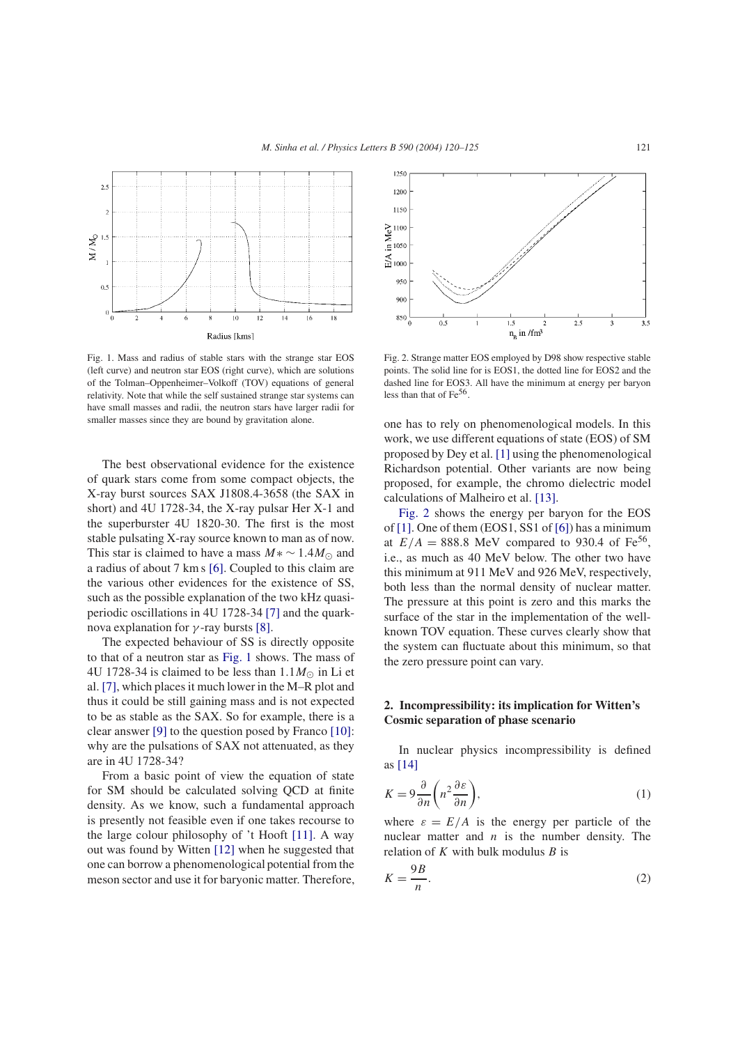Fig. 1. Mass and radius of stable stars with the strange star EOS (left curve) and neutron star EOS (right curve), which are solutions of the Tolman–Oppenheimer–Volkoff (TOV) equations of general relativity. Note that while the self sustained strange star systems can have small masses and radii, the neutron stars have larger radii for smaller masses since they are bound by gravitation alone.

Fig. 2. Strange matter EOS employed by D98 show respective stable points. The solid line for is EOS1, the dotted line for EOS2 and the dashed line for EOS3. All have the minimum at energy per baryon less than that of $Fe^{56}$.

The best observational evidence for the existence of quark stars come from some compact objects, the X-ray burst sources SAX J1808.4-3658 (the SAX in short) and 4U 1728-34, the X-ray pulsar Her X-1 and the superburster 4U 1820-30. The first is the most stable pulsating X-ray source known to man as of now. This star is claimed to have a mass $M* \sim 1.4 M_\odot$ and a radius of about 7 km s [6]. Coupled to this claim are the various other evidences for the existence of SS, such as the possible explanation of the two kHz quasi-periodic oscillations in 4U 1728-34 [7] and the quark-nova explanation for $\gamma$-ray bursts [8].

The expected behaviour of SS is directly opposite to that of a neutron star as Fig. 1 shows. The mass of 4U 1728-34 is claimed to be less than $1.1 M_\odot$ in Li et al. [7], which places it much lower in the M–R plot and thus it could be still gaining mass and is not expected to be as stable as the SAX. So for example, there is a clear answer [9] to the question posed by Franco [10]: why are the pulsations of SAX not attenuated, as they are in 4U 1728-34?

From a basic point of view the equation of state for SM should be calculated solving QCD at finite density. As we know, such a fundamental approach is presently not feasible even if one takes recourse to the large colour philosophy of 't Hooft [11]. A way out was found by Witten [12] when he suggested that one can borrow a phenomenological potential from the meson sector and use it for baryonic matter. Therefore, one has to rely on phenomenological models. In this work, we use different equations of state (EOS) of SM proposed by Dey et al. [1] using the phenomenological Richardson potential. Other variants are now being proposed, for example, the chromo dielectric model calculations of Malheiro et al. [13].

Fig. 2 shows the energy per baryon for the EOS of [1]. One of them (EOS1, SS1 of [6]) has a minimum at $E/A = 888.8$ MeV compared to 930.4 of $Fe^{56}$, i.e., as much as 40 MeV below. The other two have this minimum at 911 MeV and 926 MeV, respectively, both less than the normal density of nuclear matter. The pressure at this point is zero and this marks the surface of the star in the implementation of the well-known TOV equation. These curves clearly show that the system can fluctuate about this minimum, so that the zero pressure point can vary.

## 2. Incompressibility: its implication for Witten's Cosmic separation of phase scenario

In nuclear physics incompressibility is defined as [14]

$$K = 9\frac{\partial}{\partial n}\left(n^2 \frac{\partial \varepsilon}{\partial n}\right), \tag{1}$$

where $\varepsilon = E/A$ is the energy per particle of the nuclear matter and $n$ is the number density. The relation of $K$ with bulk modulus $B$ is

$$K = \frac{9B}{n}. \tag{2}$$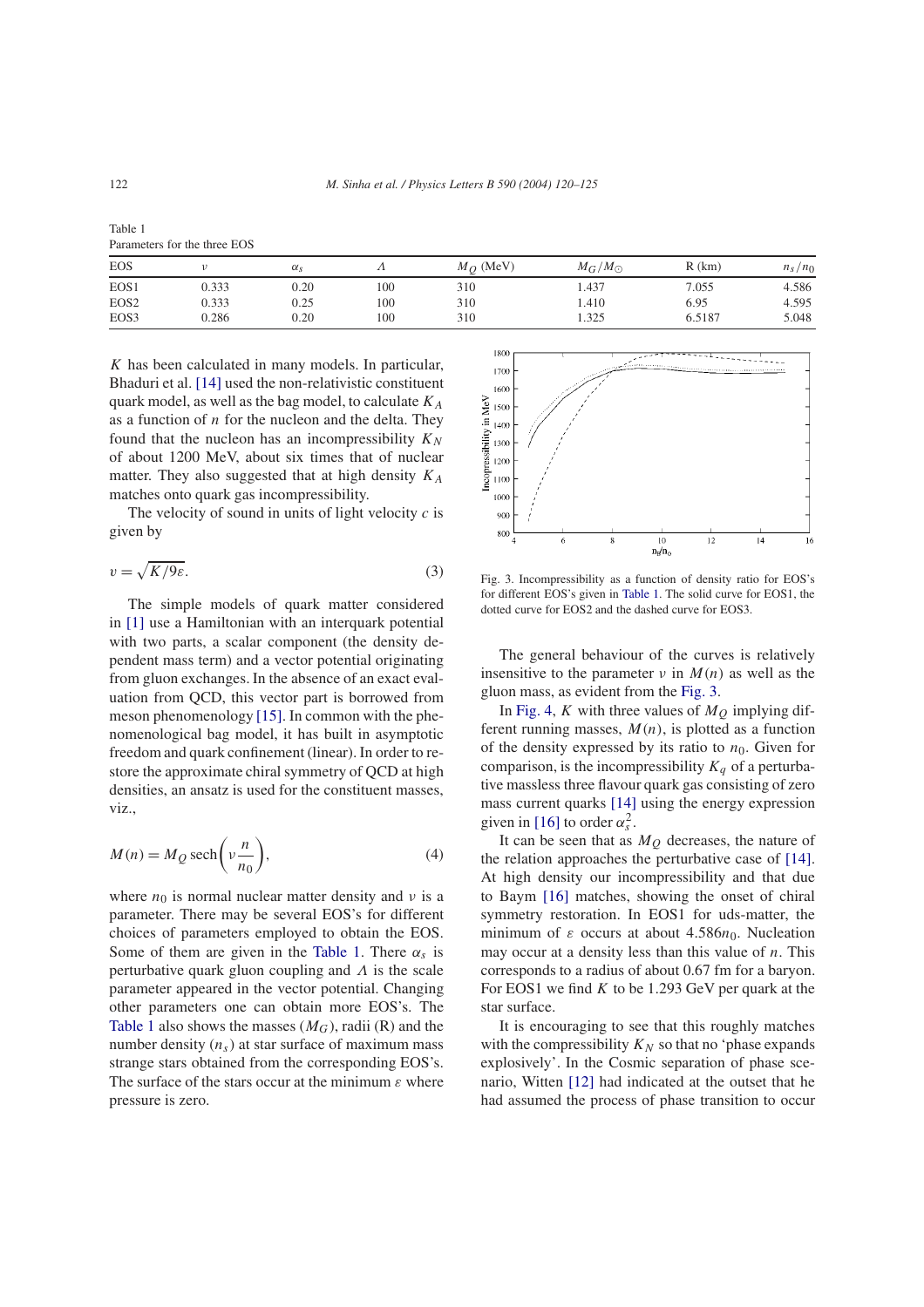Table 1
Parameters for the three EOS

| EOS | $\nu$ | $\alpha_s$ | $\Lambda$ | $M_Q$ (MeV) | $M_G/M_\odot$ | R (km) | $n_s/n_0$ |
|---|---|---|---|---|---|---|---|
| EOS1 | 0.333 | 0.20 | 100 | 310 | 1.437 | 7.055 | 4.586 |
| EOS2 | 0.333 | 0.25 | 100 | 310 | 1.410 | 6.95 | 4.595 |
| EOS3 | 0.286 | 0.20 | 100 | 310 | 1.325 | 6.5187 | 5.048 |

$K$ has been calculated in many models. In particular, Bhaduri et al. [14] used the non-relativistic constituent quark model, as well as the bag model, to calculate $K_A$ as a function of $n$ for the nucleon and the delta. They found that the nucleon has an incompressibility $K_N$ of about 1200 MeV, about six times that of nuclear matter. They also suggested that at high density $K_A$ matches onto quark gas incompressibility.

The velocity of sound in units of light velocity $c$ is given by

$$v = \sqrt{K/9\varepsilon}. \tag{3}$$

The simple models of quark matter considered in [1] use a Hamiltonian with an interquark potential with two parts, a scalar component (the density dependent mass term) and a vector potential originating from gluon exchanges. In the absence of an exact evaluation from QCD, this vector part is borrowed from meson phenomenology [15]. In common with the phenomenological bag model, it has built in asymptotic freedom and quark confinement (linear). In order to restore the approximate chiral symmetry of QCD at high densities, an ansatz is used for the constituent masses, viz.,

$$M(n) = M_Q \operatorname{sech}\left(\nu \frac{n}{n_0}\right), \tag{4}$$

where $n_0$ is normal nuclear matter density and $\nu$ is a parameter. There may be several EOS's for different choices of parameters employed to obtain the EOS. Some of them are given in the Table 1. There $\alpha_s$ is perturbative quark gluon coupling and $\Lambda$ is the scale parameter appeared in the vector potential. Changing other parameters one can obtain more EOS's. The Table 1 also shows the masses ($M_G$), radii (R) and the number density ($n_s$) at star surface of maximum mass strange stars obtained from the corresponding EOS's. The surface of the stars occur at the minimum $\varepsilon$ where pressure is zero.

Fig. 3. Incompressibility as a function of density ratio for EOS's for different EOS's given in Table 1. The solid curve for EOS1, the dotted curve for EOS2 and the dashed curve for EOS3.

The general behaviour of the curves is relatively insensitive to the parameter $\nu$ in $M(n)$ as well as the gluon mass, as evident from the Fig. 3.

In Fig. 4, $K$ with three values of $M_Q$ implying different running masses, $M(n)$, is plotted as a function of the density expressed by its ratio to $n_0$. Given for comparison, is the incompressibility $K_q$ of a perturbative massless three flavour quark gas consisting of zero mass current quarks [14] using the energy expression given in [16] to order $\alpha_s^2$.

It can be seen that as $M_Q$ decreases, the nature of the relation approaches the perturbative case of [14]. At high density our incompressibility and that due to Baym [16] matches, showing the onset of chiral symmetry restoration. In EOS1 for uds-matter, the minimum of $\varepsilon$ occurs at about $4.586n_0$. Nucleation may occur at a density less than this value of $n$. This corresponds to a radius of about 0.67 fm for a baryon. For EOS1 we find $K$ to be 1.293 GeV per quark at the star surface.

It is encouraging to see that this roughly matches with the compressibility $K_N$ so that no 'phase expands explosively'. In the Cosmic separation of phase scenario, Witten [12] had indicated at the outset that he had assumed the process of phase transition to occur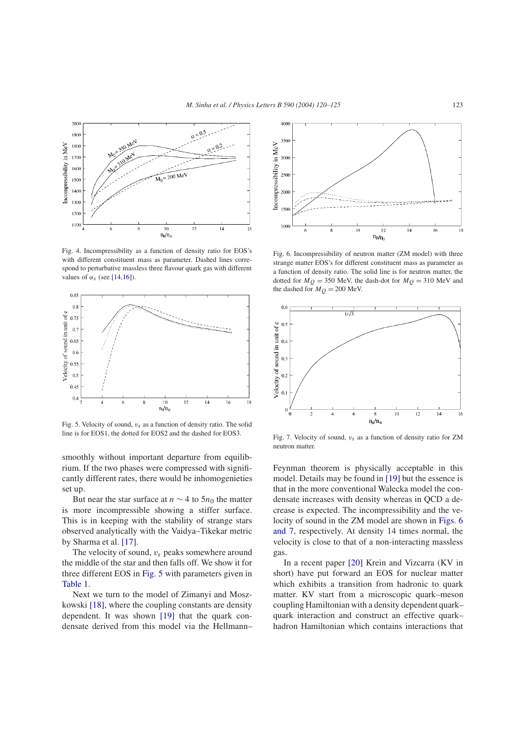Fig. 4. Incompressibility as a function of density ratio for EOS's with different constituent mass as parameter. Dashed lines correspond to perturbative massless three flavour quark gas with different values of $\alpha_s$ (see [14,16]).

Fig. 5. Velocity of sound, $v_s$ as a function of density ratio. The solid line is for EOS1, the dotted for EOS2 and the dashed for EOS3.

Fig. 6. Incompressibility of neutron matter (ZM model) with three strange matter EOS's for different constituent mass as parameter as a function of density ratio. The solid line is for neutron matter, the dotted for $M_Q = 350$ MeV, the dash-dot for $M_Q = 310$ MeV and the dashed for $M_Q = 200$ MeV.

Fig. 7. Velocity of sound, $v_s$ as a function of density ratio for ZM neutron matter.

smoothly without important departure from equilibrium. If the two phases were compressed with significantly different rates, there would be inhomogenieties set up.

But near the star surface at $n \sim 4$ to $5n_0$ the matter is more incompressible showing a stiffer surface. This is in keeping with the stability of strange stars observed analytically with the Vaidya–Tikekar metric by Sharma et al. [17].

The velocity of sound, $v_s$ peaks somewhere around the middle of the star and then falls off. We show it for three different EOS in Fig. 5 with parameters given in Table 1.

Next we turn to the model of Zimanyi and Moszkowski [18], where the coupling constants are density dependent. It was shown [19] that the quark condensate derived from this model via the Hellmann–Feynman theorem is physically acceptable in this model. Details may be found in [19] but the essence is that in the more conventional Walecka model the condensate increases with density whereas in QCD a decrease is expected. The incompressibility and the velocity of sound in the ZM model are shown in Figs. 6 and 7, respectively. At density 14 times normal, the velocity is close to that of a non-interacting massless gas.

In a recent paper [20] Krein and Vizcarra (KV in short) have put forward an EOS for nuclear matter which exhibits a transition from hadronic to quark matter. KV start from a microscopic quark–meson coupling Hamiltonian with a density dependent quark–quark interaction and construct an effective quark–hadron Hamiltonian which contains interactions that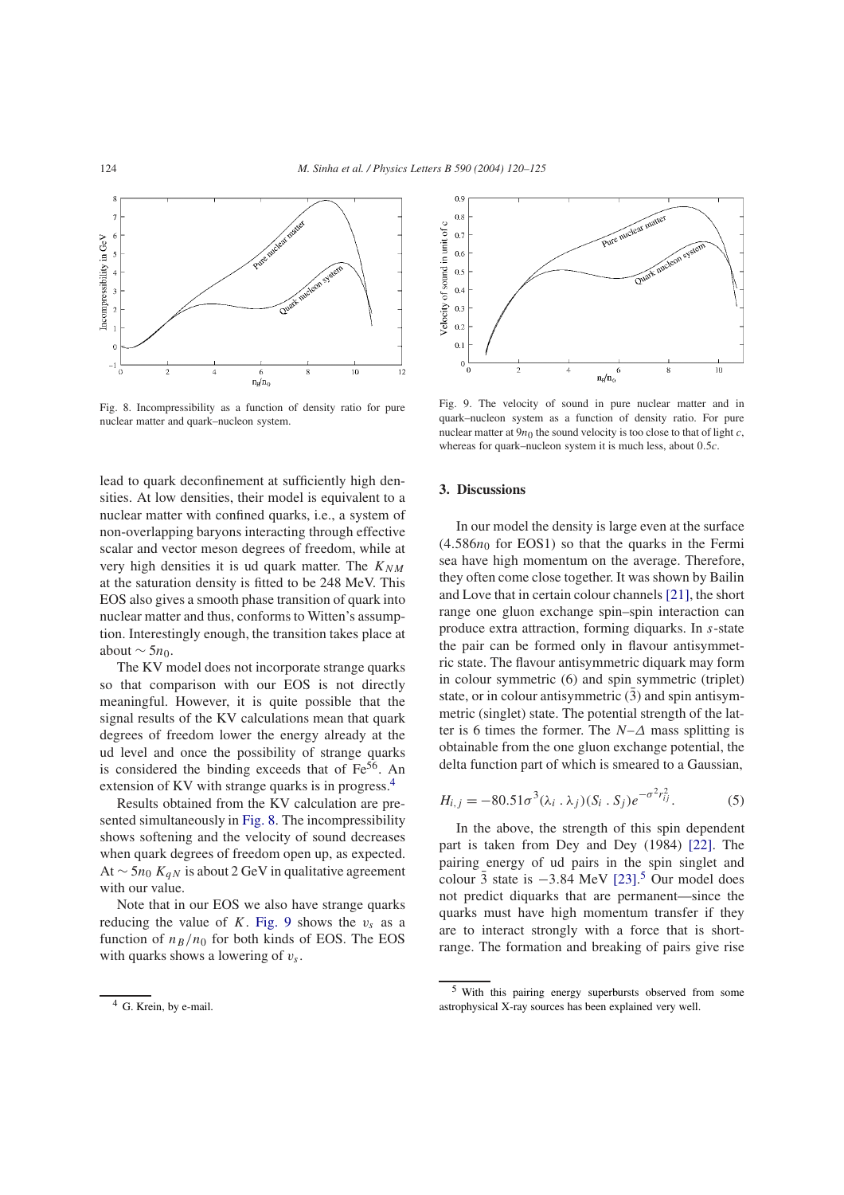Fig. 8. Incompressibility as a function of density ratio for pure nuclear matter and quark–nucleon system.

Fig. 9. The velocity of sound in pure nuclear matter and in quark–nucleon system as a function of density ratio. For pure nuclear matter at $9n_0$ the sound velocity is too close to that of light $c$, whereas for quark–nucleon system it is much less, about $0.5c$.

lead to quark deconfinement at sufficiently high densities. At low densities, their model is equivalent to a nuclear matter with confined quarks, i.e., a system of non-overlapping baryons interacting through effective scalar and vector meson degrees of freedom, while at very high densities it is ud quark matter. The $K_{NM}$ at the saturation density is fitted to be 248 MeV. This EOS also gives a smooth phase transition of quark into nuclear matter and thus, conforms to Witten's assumption. Interestingly enough, the transition takes place at about $\sim 5n_0$.

The KV model does not incorporate strange quarks so that comparison with our EOS is not directly meaningful. However, it is quite possible that the signal results of the KV calculations mean that quark degrees of freedom lower the energy already at the ud level and once the possibility of strange quarks is considered the binding exceeds that of $Fe^{56}$. An extension of KV with strange quarks is in progress.[4]

Results obtained from the KV calculation are presented simultaneously in Fig. 8. The incompressibility shows softening and the velocity of sound decreases when quark degrees of freedom open up, as expected. At $\sim 5n_0$ $K_{qN}$ is about 2 GeV in qualitative agreement with our value.

Note that in our EOS we also have strange quarks reducing the value of $K$. Fig. 9 shows the $v_s$ as a function of $n_B/n_0$ for both kinds of EOS. The EOS with quarks shows a lowering of $v_s$.

## 3. Discussions

In our model the density is large even at the surface ($4.586n_0$ for EOS1) so that the quarks in the Fermi sea have high momentum on the average. Therefore, they often come close together. It was shown by Bailin and Love that in certain colour channels [21], the short range one gluon exchange spin–spin interaction can produce extra attraction, forming diquarks. In $s$-state the pair can be formed only in flavour antisymmetric state. The flavour antisymmetric diquark may form in colour symmetric (6) and spin symmetric (triplet) state, or in colour antisymmetric ($\bar{3}$) and spin antisymmetric (singlet) state. The potential strength of the latter is 6 times the former. The $N$–$\Delta$ mass splitting is obtainable from the one gluon exchange potential, the delta function part of which is smeared to a Gaussian,

$$H_{i,j} = -80.51\sigma^3(\lambda_i \,.\, \lambda_j)(S_i \,.\, S_j)e^{-\sigma^2 r_{ij}^2}. \qquad (5)$$

In the above, the strength of this spin dependent part is taken from Dey and Dey (1984) [22]. The pairing energy of ud pairs in the spin singlet and colour $\bar{3}$ state is $-3.84$ MeV [23].[5] Our model does not predict diquarks that are permanent—since the quarks must have high momentum transfer if they are to interact strongly with a force that is short-range. The formation and breaking of pairs give rise

[4] G. Krein, by e-mail.

[5] With this pairing energy superbursts observed from some astrophysical X-ray sources has been explained very well.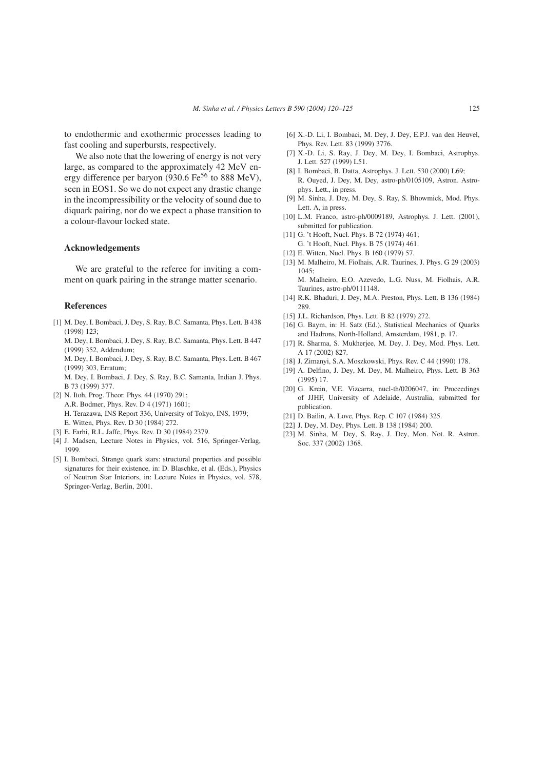to endothermic and exothermic processes leading to fast cooling and superbursts, respectively.

We also note that the lowering of energy is not very large, as compared to the approximately 42 MeV energy difference per baryon (930.6 $Fe^{56}$ to 888 MeV), seen in EOS1. So we do not expect any drastic change in the incompressibility or the velocity of sound due to diquark pairing, nor do we expect a phase transition to a colour-flavour locked state.

## Acknowledgements

We are grateful to the referee for inviting a comment on quark pairing in the strange matter scenario.

## References

[1] M. Dey, I. Bombaci, J. Dey, S. Ray, B.C. Samanta, Phys. Lett. B 438 (1998) 123;
M. Dey, I. Bombaci, J. Dey, S. Ray, B.C. Samanta, Phys. Lett. B 447 (1999) 352, Addendum;
M. Dey, I. Bombaci, J. Dey, S. Ray, B.C. Samanta, Phys. Lett. B 467 (1999) 303, Erratum;
M. Dey, I. Bombaci, J. Dey, S. Ray, B.C. Samanta, Indian J. Phys. B 73 (1999) 377.

[2] N. Itoh, Prog. Theor. Phys. 44 (1970) 291;
A.R. Bodmer, Phys. Rev. D 4 (1971) 1601;
H. Terazawa, INS Report 336, University of Tokyo, INS, 1979;
E. Witten, Phys. Rev. D 30 (1984) 272.

[3] E. Farhi, R.L. Jaffe, Phys. Rev. D 30 (1984) 2379.

[4] J. Madsen, Lecture Notes in Physics, vol. 516, Springer-Verlag, 1999.

[5] I. Bombaci, Strange quark stars: structural properties and possible signatures for their existence, in: D. Blaschke, et al. (Eds.), Physics of Neutron Star Interiors, in: Lecture Notes in Physics, vol. 578, Springer-Verlag, Berlin, 2001.

[6] X.-D. Li, I. Bombaci, M. Dey, J. Dey, E.P.J. van den Heuvel, Phys. Rev. Lett. 83 (1999) 3776.

[7] X.-D. Li, S. Ray, J. Dey, M. Dey, I. Bombaci, Astrophys. J. Lett. 527 (1999) L51.

[8] I. Bombaci, B. Datta, Astrophys. J. Lett. 530 (2000) L69;
R. Ouyed, J. Dey, M. Dey, astro-ph/0105109, Astron. Astrophys. Lett., in press.

[9] M. Sinha, J. Dey, M. Dey, S. Ray, S. Bhowmick, Mod. Phys. Lett. A, in press.

[10] L.M. Franco, astro-ph/0009189, Astrophys. J. Lett. (2001), submitted for publication.

[11] G. 't Hooft, Nucl. Phys. B 72 (1974) 461;
G. 't Hooft, Nucl. Phys. B 75 (1974) 461.

[12] E. Witten, Nucl. Phys. B 160 (1979) 57.

[13] M. Malheiro, M. Fiolhais, A.R. Taurines, J. Phys. G 29 (2003) 1045;
M. Malheiro, E.O. Azevedo, L.G. Nuss, M. Fiolhais, A.R. Taurines, astro-ph/0111148.

[14] R.K. Bhaduri, J. Dey, M.A. Preston, Phys. Lett. B 136 (1984) 289.

[15] J.L. Richardson, Phys. Lett. B 82 (1979) 272.

[16] G. Baym, in: H. Satz (Ed.), Statistical Mechanics of Quarks and Hadrons, North-Holland, Amsterdam, 1981, p. 17.

[17] R. Sharma, S. Mukherjee, M. Dey, J. Dey, Mod. Phys. Lett. A 17 (2002) 827.

[18] J. Zimanyi, S.A. Moszkowski, Phys. Rev. C 44 (1990) 178.

[19] A. Delfino, J. Dey, M. Dey, M. Malheiro, Phys. Lett. B 363 (1995) 17.

[20] G. Krein, V.E. Vizcarra, nucl-th/0206047, in: Proceedings of JJHF, University of Adelaide, Australia, submitted for publication.

[21] D. Bailin, A. Love, Phys. Rep. C 107 (1984) 325.

[22] J. Dey, M. Dey, Phys. Lett. B 138 (1984) 200.

[23] M. Sinha, M. Dey, S. Ray, J. Dey, Mon. Not. R. Astron. Soc. 337 (2002) 1368.